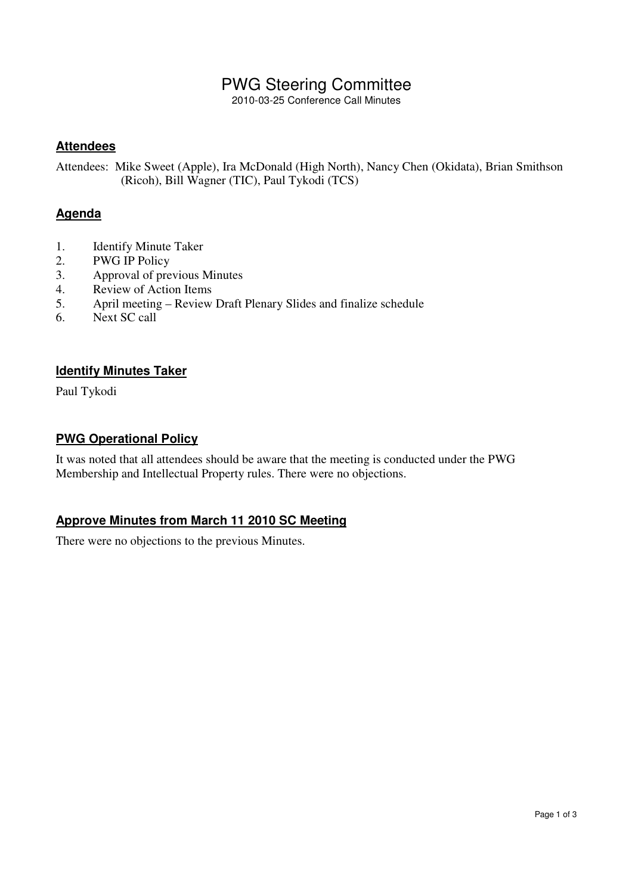# PWG Steering Committee

2010-03-25 Conference Call Minutes

## Attendees

Attendees: Mike Sweet (Apple), Ira McDonald (High North), Nancy Chen (Okidata), Brian Smithson (Ricoh), Bill Wagner (TIC), Paul Tykodi (TCS)

## Agenda

1. Identify Minute Taker
2. PWG IP Policy
3. Approval of previous Minutes
4. Review of Action Items
5. April meeting – Review Draft Plenary Slides and finalize schedule
6. Next SC call

## Identify Minutes Taker

Paul Tykodi

## PWG Operational Policy

It was noted that all attendees should be aware that the meeting is conducted under the PWG Membership and Intellectual Property rules. There were no objections.

## Approve Minutes from March 11 2010 SC Meeting

There were no objections to the previous Minutes.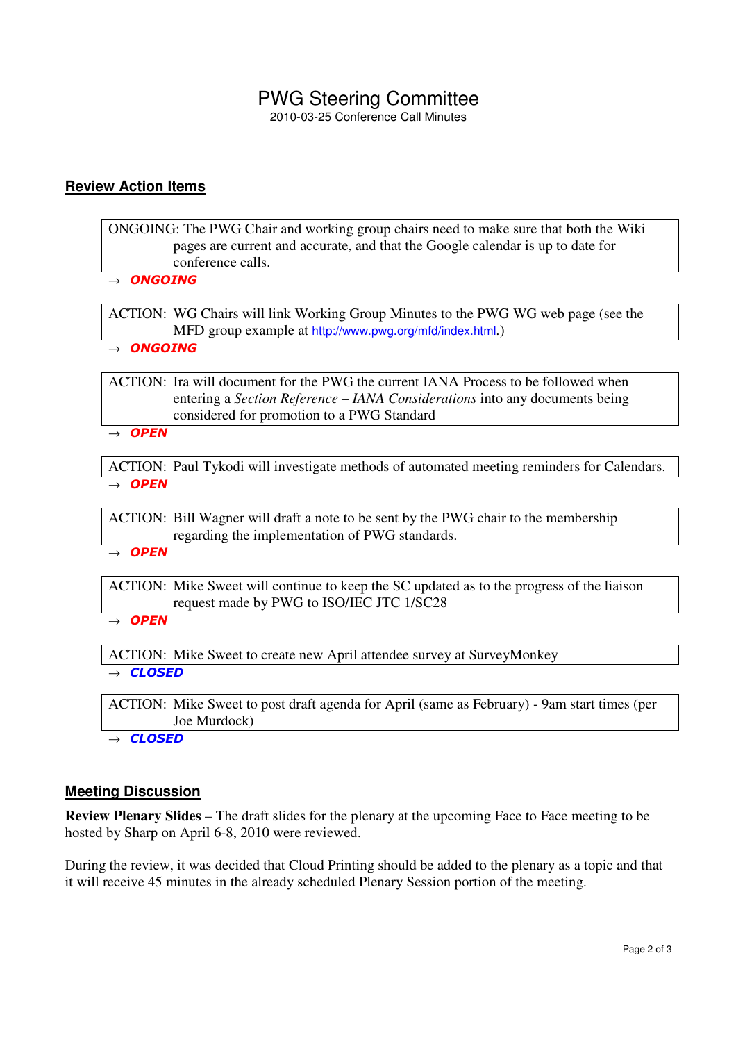# PWG Steering Committee

2010-03-25 Conference Call Minutes

## Review Action Items

ONGOING: The PWG Chair and working group chairs need to make sure that both the Wiki pages are current and accurate, and that the Google calendar is up to date for conference calls.

→ ***ONGOING***

ACTION: WG Chairs will link Working Group Minutes to the PWG WG web page (see the MFD group example at http://www.pwg.org/mfd/index.html.)

→ ***ONGOING***

ACTION: Ira will document for the PWG the current IANA Process to be followed when entering a *Section Reference – IANA Considerations* into any documents being considered for promotion to a PWG Standard

→ ***OPEN***

ACTION: Paul Tykodi will investigate methods of automated meeting reminders for Calendars.

→ ***OPEN***

ACTION: Bill Wagner will draft a note to be sent by the PWG chair to the membership regarding the implementation of PWG standards.

→ ***OPEN***

ACTION: Mike Sweet will continue to keep the SC updated as to the progress of the liaison request made by PWG to ISO/IEC JTC 1/SC28

→ ***OPEN***

ACTION: Mike Sweet to create new April attendee survey at SurveyMonkey

→ ***CLOSED***

ACTION: Mike Sweet to post draft agenda for April (same as February) - 9am start times (per Joe Murdock)

→ ***CLOSED***

## Meeting Discussion

**Review Plenary Slides** – The draft slides for the plenary at the upcoming Face to Face meeting to be hosted by Sharp on April 6-8, 2010 were reviewed.

During the review, it was decided that Cloud Printing should be added to the plenary as a topic and that it will receive 45 minutes in the already scheduled Plenary Session portion of the meeting.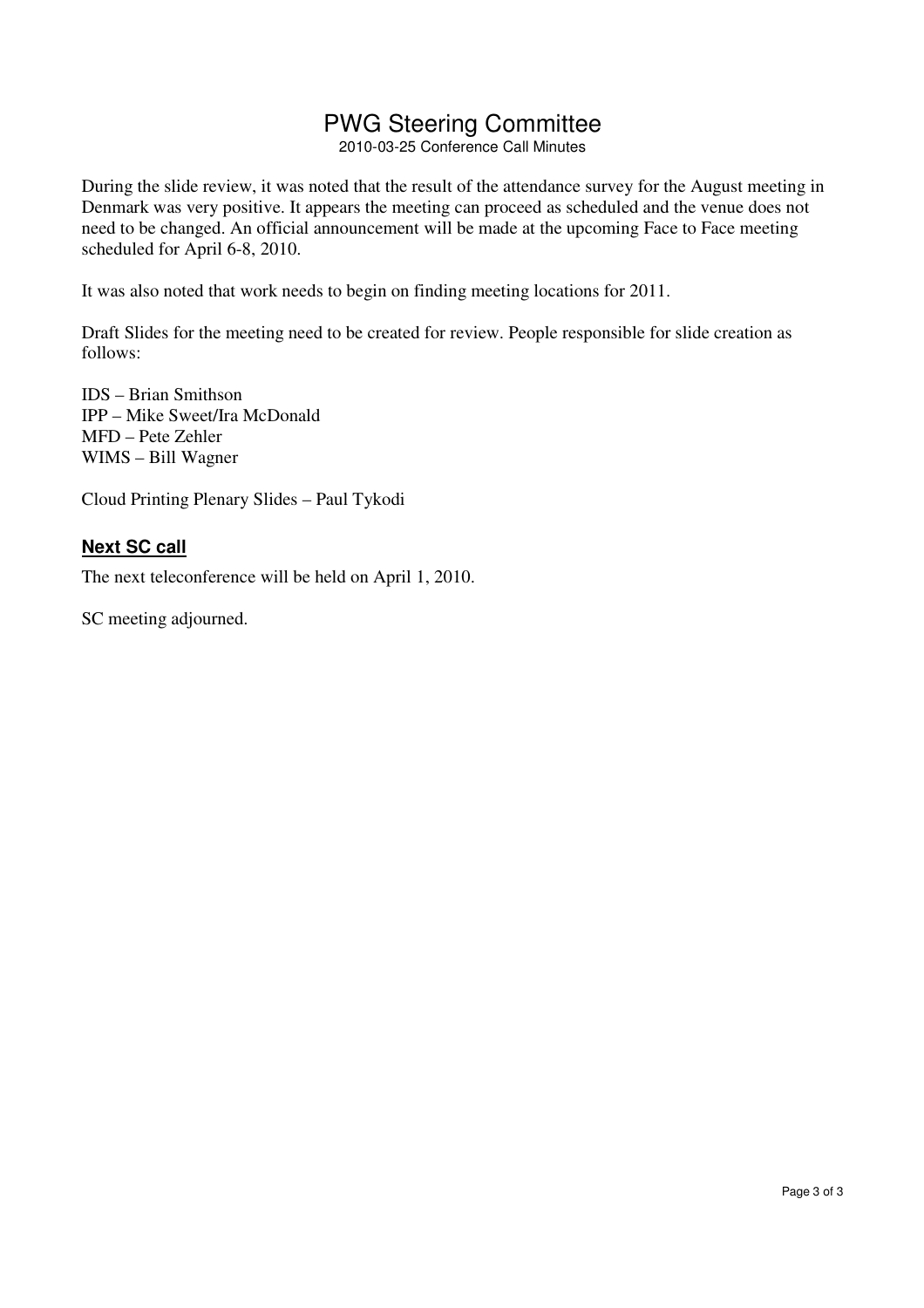# PWG Steering Committee

2010-03-25 Conference Call Minutes

During the slide review, it was noted that the result of the attendance survey for the August meeting in Denmark was very positive. It appears the meeting can proceed as scheduled and the venue does not need to be changed. An official announcement will be made at the upcoming Face to Face meeting scheduled for April 6-8, 2010.

It was also noted that work needs to begin on finding meeting locations for 2011.

Draft Slides for the meeting need to be created for review. People responsible for slide creation as follows:

IDS – Brian Smithson
IPP – Mike Sweet/Ira McDonald
MFD – Pete Zehler
WIMS – Bill Wagner

Cloud Printing Plenary Slides – Paul Tykodi

## Next SC call

The next teleconference will be held on April 1, 2010.

SC meeting adjourned.